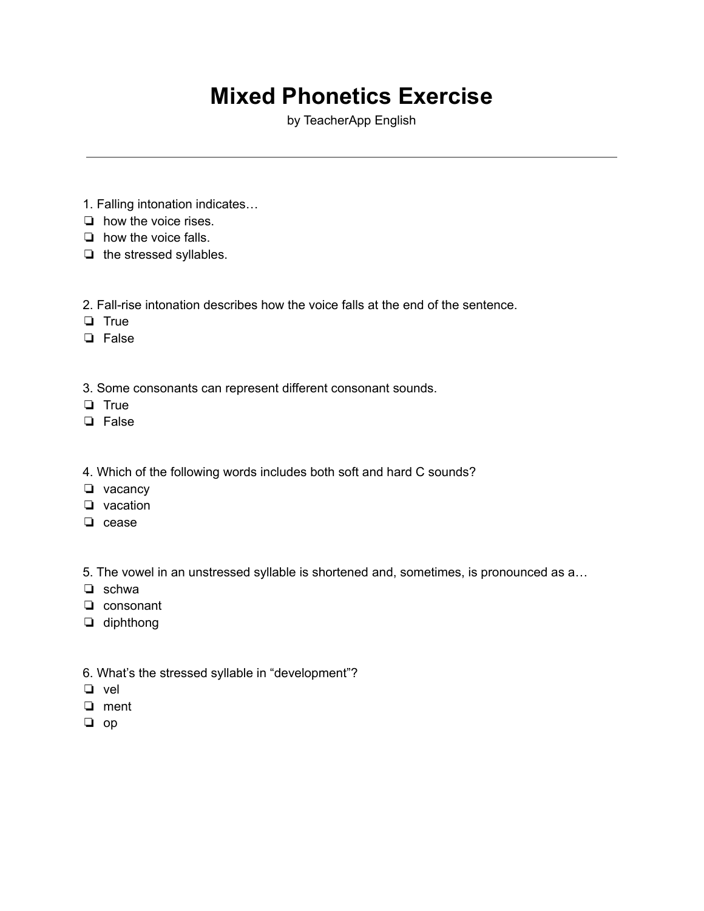# Mixed Phonetics Exercise

by TeacherApp English

---

1. Falling intonation indicates…
- ❏ how the voice rises.
- ❏ how the voice falls.
- ❏ the stressed syllables.

2. Fall-rise intonation describes how the voice falls at the end of the sentence.
- ❏ True
- ❏ False

3. Some consonants can represent different consonant sounds.
- ❏ True
- ❏ False

4. Which of the following words includes both soft and hard C sounds?
- ❏ vacancy
- ❏ vacation
- ❏ cease

5. The vowel in an unstressed syllable is shortened and, sometimes, is pronounced as a…
- ❏ schwa
- ❏ consonant
- ❏ diphthong

6. What's the stressed syllable in "development"?
- ❏ vel
- ❏ ment
- ❏ op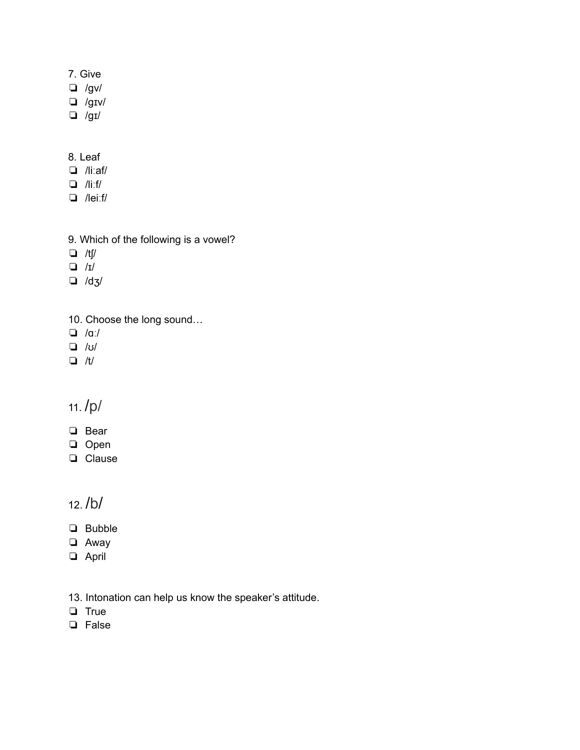7. Give

- ❏ /gv/
- ❏ /gɪv/
- ❏ /gɪ/

8. Leaf

- ❏ /liːaf/
- ❏ /liːf/
- ❏ /leiːf/

9. Which of the following is a vowel?

- ❏ /tʃ/
- ❏ /ɪ/
- ❏ /dʒ/

10. Choose the long sound…

- ❏ /ɑː/
- ❏ /ʊ/
- ❏ /t/

11. /p/

- ❏ Bear
- ❏ Open
- ❏ Clause

12. /b/

- ❏ Bubble
- ❏ Away
- ❏ April

13. Intonation can help us know the speaker's attitude.

- ❏ True
- ❏ False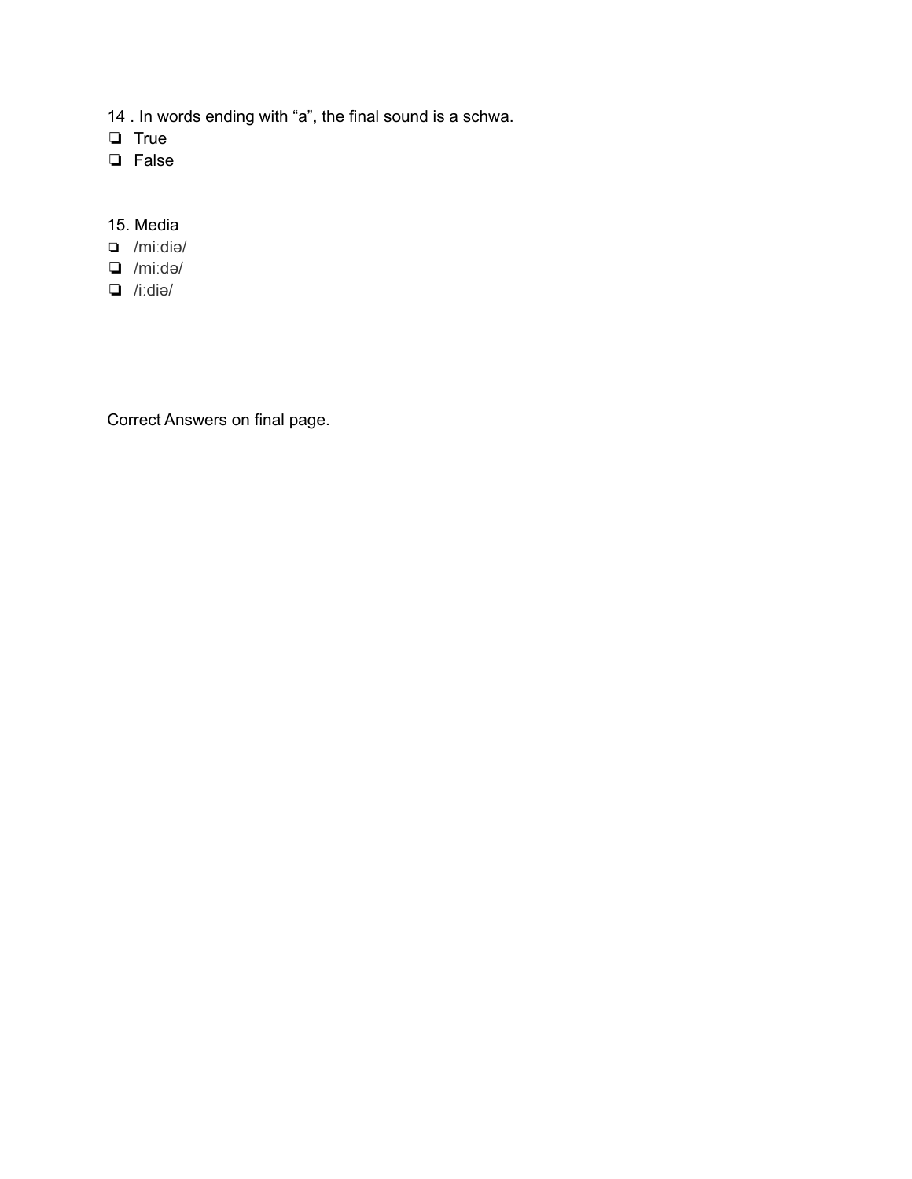14 . In words ending with “a”, the final sound is a schwa.

- ❏ True
- ❏ False

15. Media

- ❏ /miːdiə/
- ❏ /miːdə/
- ❏ /iːdiə/

Correct Answers on final page.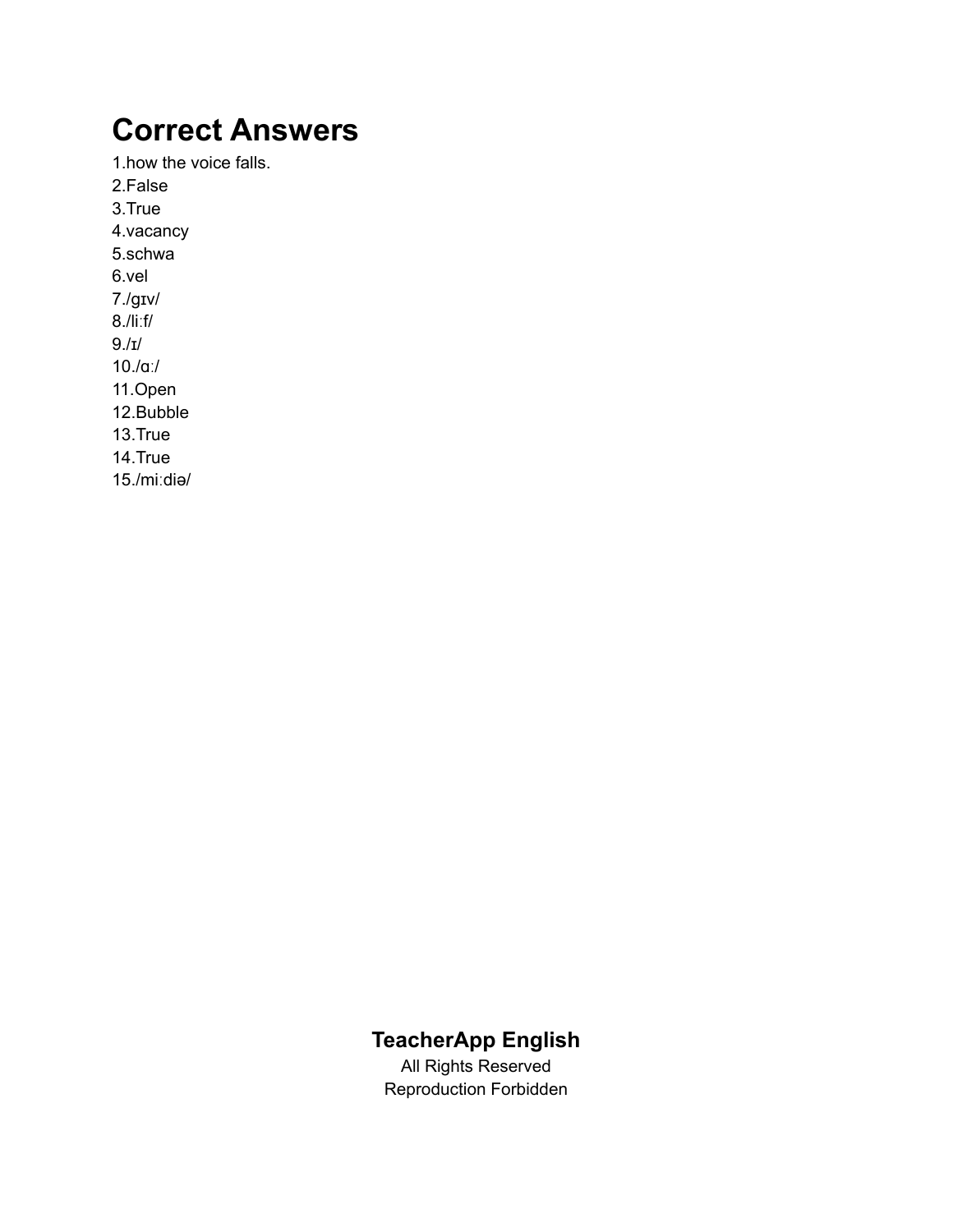# Correct Answers

1.how the voice falls.
2.False
3.True
4.vacancy
5.schwa
6.vel
7./gɪv/
8./liːf/
9./ɪ/
10./ɑː/
11.Open
12.Bubble
13.True
14.True
15./miːdiə/

**TeacherApp English**

All Rights Reserved

Reproduction Forbidden